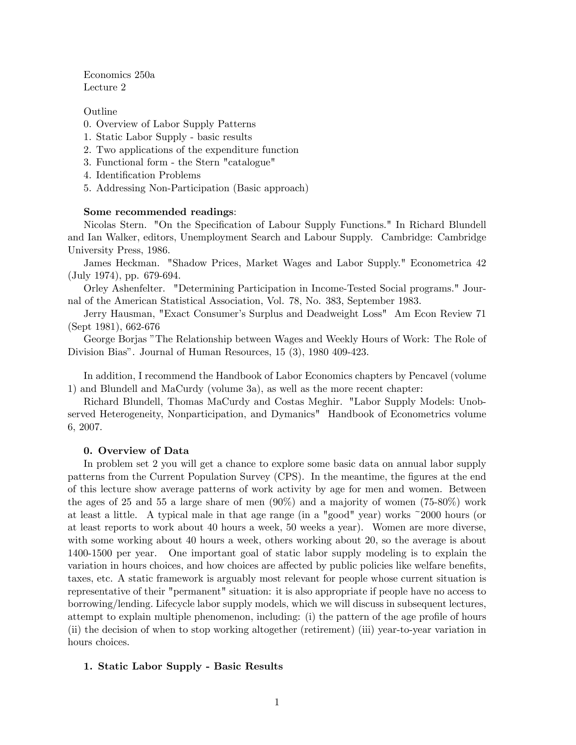Economics 250a
Lecture 2

Outline

0. Overview of Labor Supply Patterns
1. Static Labor Supply - basic results
2. Two applications of the expenditure function
3. Functional form - the Stern "catalogue"
4. Identification Problems
5. Addressing Non-Participation (Basic approach)

**Some recommended readings**:

Nicolas Stern. "On the Specification of Labour Supply Functions." In Richard Blundell and Ian Walker, editors, Unemployment Search and Labour Supply. Cambridge: Cambridge University Press, 1986.

James Heckman. "Shadow Prices, Market Wages and Labor Supply." Econometrica 42 (July 1974), pp. 679-694.

Orley Ashenfelter. "Determining Participation in Income-Tested Social programs." Journal of the American Statistical Association, Vol. 78, No. 383, September 1983.

Jerry Hausman, "Exact Consumer's Surplus and Deadweight Loss" Am Econ Review 71 (Sept 1981), 662-676

George Borjas "The Relationship between Wages and Weekly Hours of Work: The Role of Division Bias". Journal of Human Resources, 15 (3), 1980 409-423.

In addition, I recommend the Handbook of Labor Economics chapters by Pencavel (volume 1) and Blundell and MaCurdy (volume 3a), as well as the more recent chapter:

Richard Blundell, Thomas MaCurdy and Costas Meghir. "Labor Supply Models: Unobserved Heterogeneity, Nonparticipation, and Dymanics" Handbook of Econometrics volume 6, 2007.

### 0. Overview of Data

In problem set 2 you will get a chance to explore some basic data on annual labor supply patterns from the Current Population Survey (CPS). In the meantime, the figures at the end of this lecture show average patterns of work activity by age for men and women. Between the ages of 25 and 55 a large share of men (90%) and a majority of women (75-80%) work at least a little. A typical male in that age range (in a "good" year) works ~2000 hours (or at least reports to work about 40 hours a week, 50 weeks a year). Women are more diverse, with some working about 40 hours a week, others working about 20, so the average is about 1400-1500 per year. One important goal of static labor supply modeling is to explain the variation in hours choices, and how choices are affected by public policies like welfare benefits, taxes, etc. A static framework is arguably most relevant for people whose current situation is representative of their "permanent" situation: it is also appropriate if people have no access to borrowing/lending. Lifecycle labor supply models, which we will discuss in subsequent lectures, attempt to explain multiple phenomenon, including: (i) the pattern of the age profile of hours (ii) the decision of when to stop working altogether (retirement) (iii) year-to-year variation in hours choices.

### 1. Static Labor Supply - Basic Results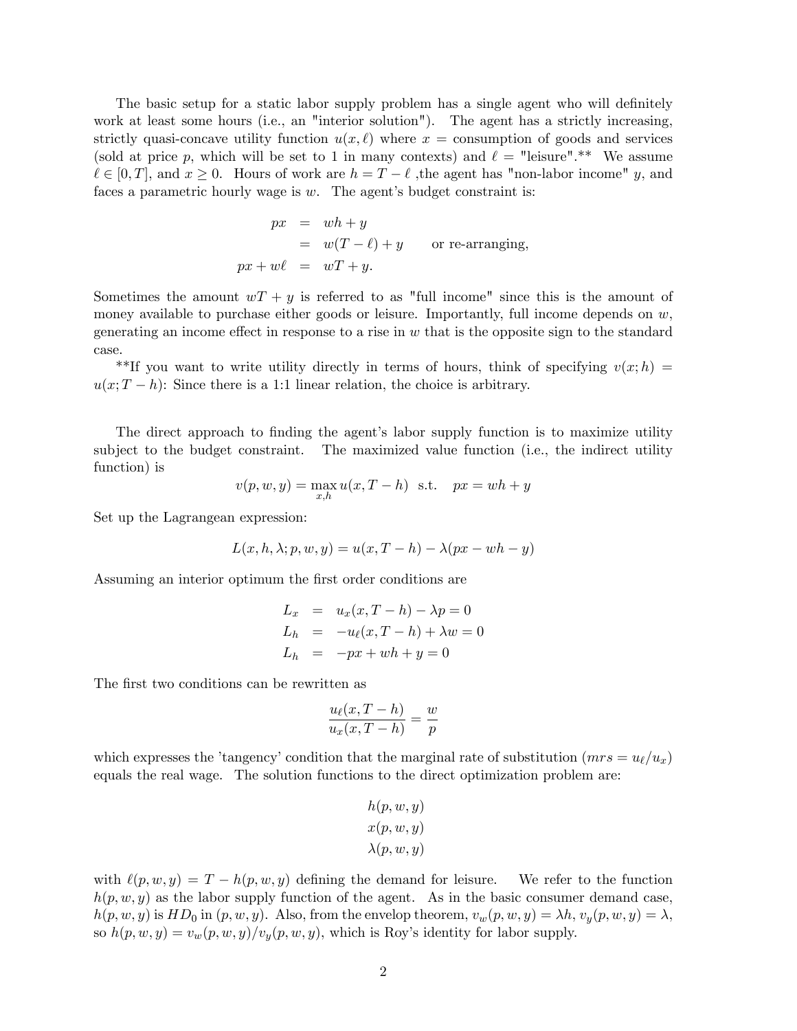The basic setup for a static labor supply problem has a single agent who will definitely work at least some hours (i.e., an "interior solution"). The agent has a strictly increasing, strictly quasi-concave utility function $u(x, \ell)$ where $x$ = consumption of goods and services (sold at price $p$, which will be set to 1 in many contexts) and $\ell$ = "leisure".** We assume $\ell \in [0, T]$, and $x \geq 0$. Hours of work are $h = T - \ell$ ,the agent has "non-labor income" $y$, and faces a parametric hourly wage is $w$. The agent's budget constraint is:

$$
\begin{aligned}
px &= wh + y \\
&= w(T - \ell) + y \qquad \text{or re-arranging,} \\
px + w\ell &= wT + y.
\end{aligned}
$$

Sometimes the amount $wT + y$ is referred to as "full income" since this is the amount of money available to purchase either goods or leisure. Importantly, full income depends on $w$, generating an income effect in response to a rise in $w$ that is the opposite sign to the standard case.

**If you want to write utility directly in terms of hours, think of specifying $v(x; h) = u(x; T - h)$: Since there is a 1:1 linear relation, the choice is arbitrary.

The direct approach to finding the agent's labor supply function is to maximize utility subject to the budget constraint. The maximized value function (i.e., the indirect utility function) is

$$
v(p, w, y) = \max_{x,h} u(x, T - h) \;\; \text{s.t.} \quad px = wh + y
$$

Set up the Lagrangean expression:

$$
L(x, h, \lambda; p, w, y) = u(x, T - h) - \lambda(px - wh - y)
$$

Assuming an interior optimum the first order conditions are

$$
\begin{aligned}
L_x &= u_x(x, T - h) - \lambda p = 0 \\
L_h &= -u_\ell(x, T - h) + \lambda w = 0 \\
L_h &= -px + wh + y = 0
\end{aligned}
$$

The first two conditions can be rewritten as

$$
\frac{u_\ell(x, T - h)}{u_x(x, T - h)} = \frac{w}{p}
$$

which expresses the 'tangency' condition that the marginal rate of substitution ($mrs = u_\ell / u_x$) equals the real wage. The solution functions to the direct optimization problem are:

$$
\begin{aligned}
&h(p, w, y) \\
&x(p, w, y) \\
&\lambda(p, w, y)
\end{aligned}
$$

with $\ell(p, w, y) = T - h(p, w, y)$ defining the demand for leisure. We refer to the function $h(p, w, y)$ as the labor supply function of the agent. As in the basic consumer demand case, $h(p, w, y)$ is $HD_0$ in $(p, w, y)$. Also, from the envelop theorem, $v_w(p, w, y) = \lambda h$, $v_y(p, w, y) = \lambda$, so $h(p, w, y) = v_w(p, w, y)/v_y(p, w, y)$, which is Roy's identity for labor supply.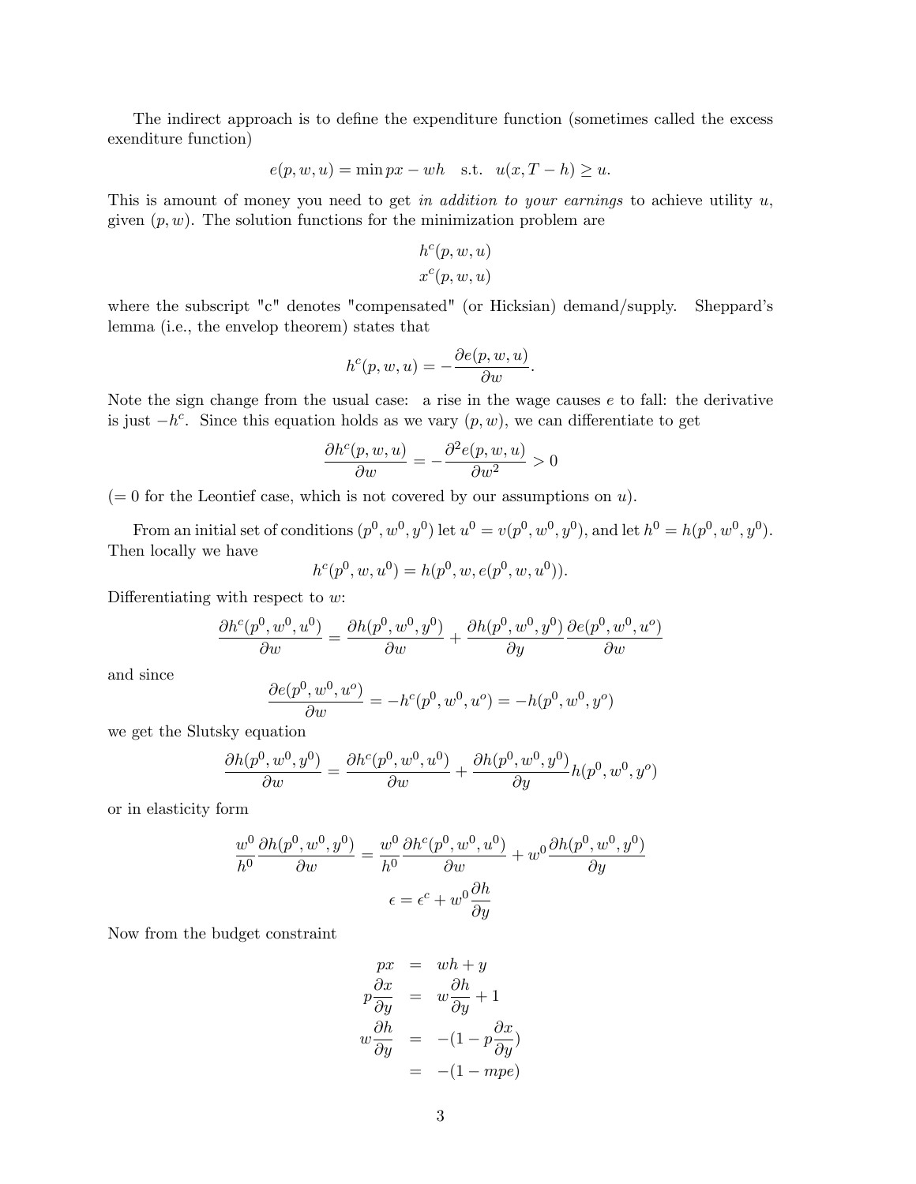The indirect approach is to define the expenditure function (sometimes called the excess exenditure function)

$$e(p, w, u) = \min px - wh \quad \text{s.t.} \quad u(x, T - h) \geq u.$$

This is amount of money you need to get *in addition to your earnings* to achieve utility $u$, given $(p, w)$. The solution functions for the minimization problem are

$$h^c(p, w, u)$$
$$x^c(p, w, u)$$

where the subscript "c" denotes "compensated" (or Hicksian) demand/supply. Sheppard's lemma (i.e., the envelop theorem) states that

$$h^c(p, w, u) = -\frac{\partial e(p, w, u)}{\partial w}.$$

Note the sign change from the usual case: a rise in the wage causes $e$ to fall: the derivative is just $-h^c$. Since this equation holds as we vary $(p, w)$, we can differentiate to get

$$\frac{\partial h^c(p, w, u)}{\partial w} = -\frac{\partial^2 e(p, w, u)}{\partial w^2} > 0$$

($= 0$ for the Leontief case, which is not covered by our assumptions on $u$).

From an initial set of conditions $(p^0, w^0, y^0)$ let $u^0 = v(p^0, w^0, y^0)$, and let $h^0 = h(p^0, w^0, y^0)$. Then locally we have

$$h^c(p^0, w, u^0) = h(p^0, w, e(p^0, w, u^0)).$$

Differentiating with respect to $w$:

$$\frac{\partial h^c(p^0, w^0, u^0)}{\partial w} = \frac{\partial h(p^0, w^0, y^0)}{\partial w} + \frac{\partial h(p^0, w^0, y^0)}{\partial y} \frac{\partial e(p^0, w^0, u^o)}{\partial w}$$

and since

$$\frac{\partial e(p^0, w^0, u^o)}{\partial w} = -h^c(p^0, w^0, u^o) = -h(p^0, w^0, y^o)$$

we get the Slutsky equation

$$\frac{\partial h(p^0, w^0, y^0)}{\partial w} = \frac{\partial h^c(p^0, w^0, u^0)}{\partial w} + \frac{\partial h(p^0, w^0, y^0)}{\partial y} h(p^0, w^0, y^o)$$

or in elasticity form

$$\frac{w^0}{h^0} \frac{\partial h(p^0, w^0, y^0)}{\partial w} = \frac{w^0}{h^0} \frac{\partial h^c(p^0, w^0, u^0)}{\partial w} + w^0 \frac{\partial h(p^0, w^0, y^0)}{\partial y}$$

$$\epsilon = \epsilon^c + w^0 \frac{\partial h}{\partial y}$$

Now from the budget constraint

$$\begin{aligned}
px &= wh + y \\
p\frac{\partial x}{\partial y} &= w\frac{\partial h}{\partial y} + 1 \\
w\frac{\partial h}{\partial y} &= -(1 - p\frac{\partial x}{\partial y}) \\
&= -(1 - mpe)
\end{aligned}$$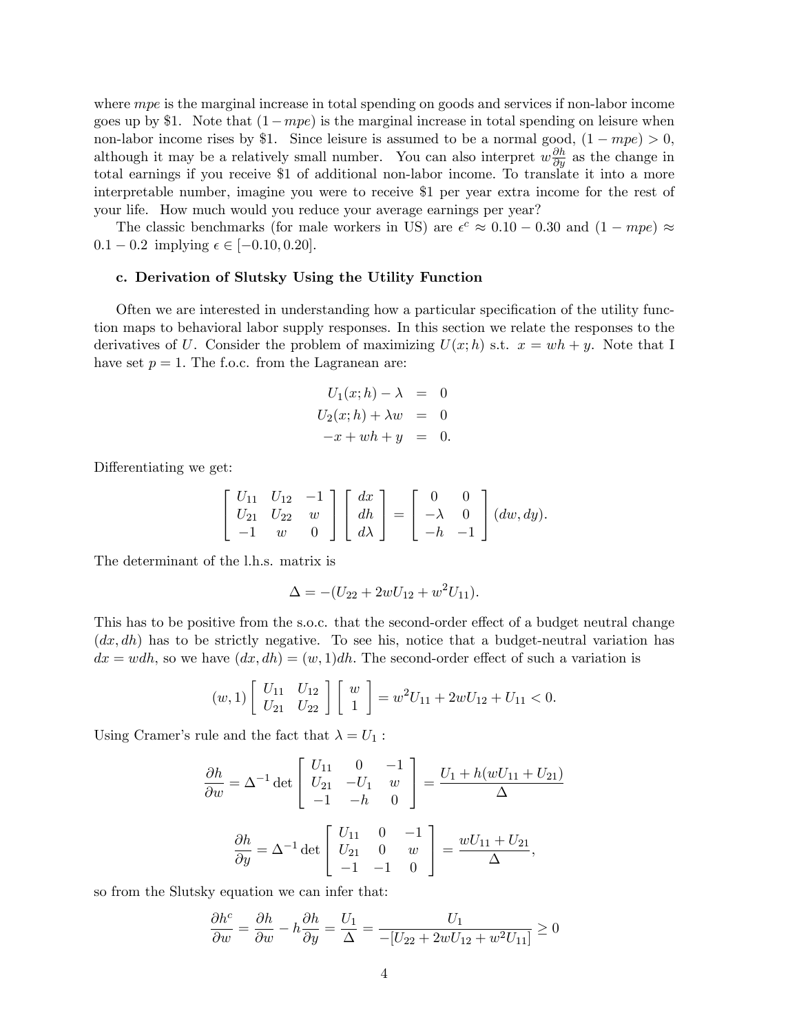where *mpe* is the marginal increase in total spending on goods and services if non-labor income goes up by \$1. Note that $(1 - mpe)$ is the marginal increase in total spending on leisure when non-labor income rises by \$1. Since leisure is assumed to be a normal good, $(1 - mpe) > 0$, although it may be a relatively small number. You can also interpret $w\frac{\partial h}{\partial y}$ as the change in total earnings if you receive \$1 of additional non-labor income. To translate it into a more interpretable number, imagine you were to receive \$1 per year extra income for the rest of your life. How much would you reduce your average earnings per year?

The classic benchmarks (for male workers in US) are $\epsilon^c \approx 0.10 - 0.30$ and $(1 - mpe) \approx 0.1 - 0.2$ implying $\epsilon \in [-0.10, 0.20]$.

### c. Derivation of Slutsky Using the Utility Function

Often we are interested in understanding how a particular specification of the utility function maps to behavioral labor supply responses. In this section we relate the responses to the derivatives of $U$. Consider the problem of maximizing $U(x; h)$ s.t. $x = wh + y$. Note that I have set $p = 1$. The f.o.c. from the Lagranean are:

$$
\begin{aligned}
U_1(x;h) - \lambda &= 0 \\
U_2(x;h) + \lambda w &= 0 \\
-x + wh + y &= 0.
\end{aligned}
$$

Differentiating we get:

$$
\begin{bmatrix} U_{11} & U_{12} & -1 \\ U_{21} & U_{22} & w \\ -1 & w & 0 \end{bmatrix}
\begin{bmatrix} dx \\ dh \\ d\lambda \end{bmatrix}
=
\begin{bmatrix} 0 & 0 \\ -\lambda & 0 \\ -h & -1 \end{bmatrix}
(dw, dy).
$$

The determinant of the l.h.s. matrix is

$$
\Delta = -(U_{22} + 2wU_{12} + w^2 U_{11}).
$$

This has to be positive from the s.o.c. that the second-order effect of a budget neutral change $(dx, dh)$ has to be strictly negative. To see his, notice that a budget-neutral variation has $dx = wdh$, so we have $(dx, dh) = (w, 1)dh$. The second-order effect of such a variation is

$$
(w, 1)\begin{bmatrix} U_{11} & U_{12} \\ U_{21} & U_{22} \end{bmatrix}\begin{bmatrix} w \\ 1 \end{bmatrix} = w^2 U_{11} + 2wU_{12} + U_{11} < 0.
$$

Using Cramer's rule and the fact that $\lambda = U_1$ :

$$
\frac{\partial h}{\partial w} = \Delta^{-1} \det \begin{bmatrix} U_{11} & 0 & -1 \\ U_{21} & -U_1 & w \\ -1 & -h & 0 \end{bmatrix} = \frac{U_1 + h(wU_{11} + U_{21})}{\Delta}
$$

$$
\frac{\partial h}{\partial y} = \Delta^{-1} \det \begin{bmatrix} U_{11} & 0 & -1 \\ U_{21} & 0 & w \\ -1 & -1 & 0 \end{bmatrix} = \frac{wU_{11} + U_{21}}{\Delta},
$$

so from the Slutsky equation we can infer that:

$$
\frac{\partial h^c}{\partial w} = \frac{\partial h}{\partial w} - h\frac{\partial h}{\partial y} = \frac{U_1}{\Delta} = \frac{U_1}{-[U_{22} + 2wU_{12} + w^2 U_{11}]} \geq 0
$$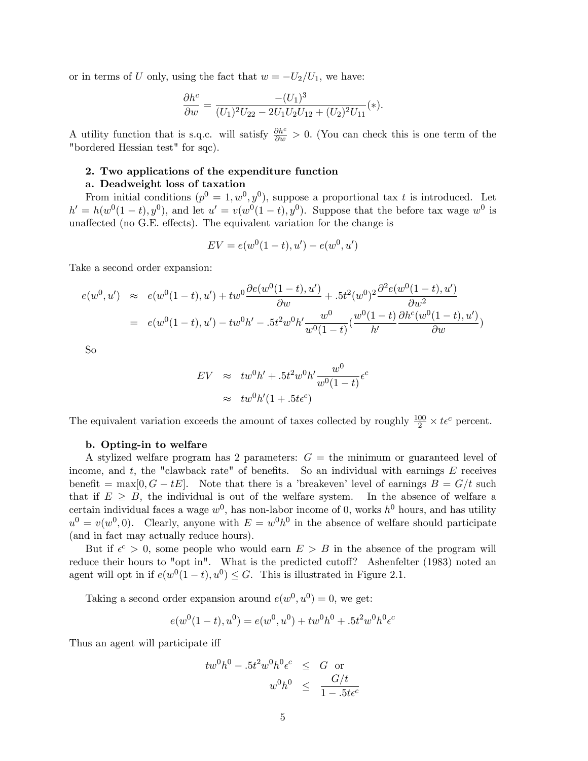or in terms of $U$ only, using the fact that $w = -U_2/U_1$, we have:

$$\frac{\partial h^c}{\partial w} = \frac{-(U_1)^3}{(U_1)^2 U_{22} - 2U_1 U_2 U_{12} + (U_2)^2 U_{11}} (*).$$

A utility function that is s.q.c. will satisfy $\frac{\partial h^c}{\partial w} > 0$. (You can check this is one term of the "bordered Hessian test" for sqc).

**2. Two applications of the expenditure function**

**a. Deadweight loss of taxation**

From initial conditions ($p^0 = 1, w^0, y^0$), suppose a proportional tax $t$ is introduced. Let $h' = h(w^0(1-t), y^0)$, and let $u' = v(w^0(1-t), y^0)$. Suppose that the before tax wage $w^0$ is unaffected (no G.E. effects). The equivalent variation for the change is

$$EV = e(w^0(1-t), u') - e(w^0, u')$$

Take a second order expansion:

$$\begin{aligned} e(w^0, u') &\approx e(w^0(1-t), u') + tw^0 \frac{\partial e(w^0(1-t), u')}{\partial w} + .5t^2 (w^0)^2 \frac{\partial^2 e(w^0(1-t), u')}{\partial w^2} \\ &= e(w^0(1-t), u') - tw^0 h' - .5t^2 w^0 h' \frac{w^0}{w^0(1-t)} \left( \frac{w^0(1-t)}{h'} \frac{\partial h^c(w^0(1-t), u')}{\partial w} \right) \end{aligned}$$

So

$$\begin{aligned} EV &\approx tw^0 h' + .5t^2 w^0 h' \frac{w^0}{w^0(1-t)} \epsilon^c \\ &\approx tw^0 h' (1 + .5t\epsilon^c) \end{aligned}$$

The equivalent variation exceeds the amount of taxes collected by roughly $\frac{100}{2} \times t\epsilon^c$ percent.

**b. Opting-in to welfare**

A stylized welfare program has 2 parameters: $G$ = the minimum or guaranteed level of income, and $t$, the "clawback rate" of benefits. So an individual with earnings $E$ receives benefit $= \max[0, G - tE]$. Note that there is a 'breakeven' level of earnings $B = G/t$ such that if $E \geq B$, the individual is out of the welfare system. In the absence of welfare a certain individual faces a wage $w^0$, has non-labor income of 0, works $h^0$ hours, and has utility $u^0 = v(w^0, 0)$. Clearly, anyone with $E = w^0 h^0$ in the absence of welfare should participate (and in fact may actually reduce hours).

But if $\epsilon^c > 0$, some people who would earn $E > B$ in the absence of the program will reduce their hours to "opt in". What is the predicted cutoff? Ashenfelter (1983) noted an agent will opt in if $e(w^0(1-t), u^0) \leq G$. This is illustrated in Figure 2.1.

Taking a second order expansion around $e(w^0, u^0) = 0$, we get:

$$e(w^0(1-t), u^0) = e(w^0, u^0) + tw^0 h^0 + .5t^2 w^0 h^0 \epsilon^c$$

Thus an agent will participate iff

$$\begin{aligned} tw^0 h^0 - .5t^2 w^0 h^0 \epsilon^c &\leq G \text{ or} \\ w^0 h^0 &\leq \frac{G/t}{1 - .5t\epsilon^c} \end{aligned}$$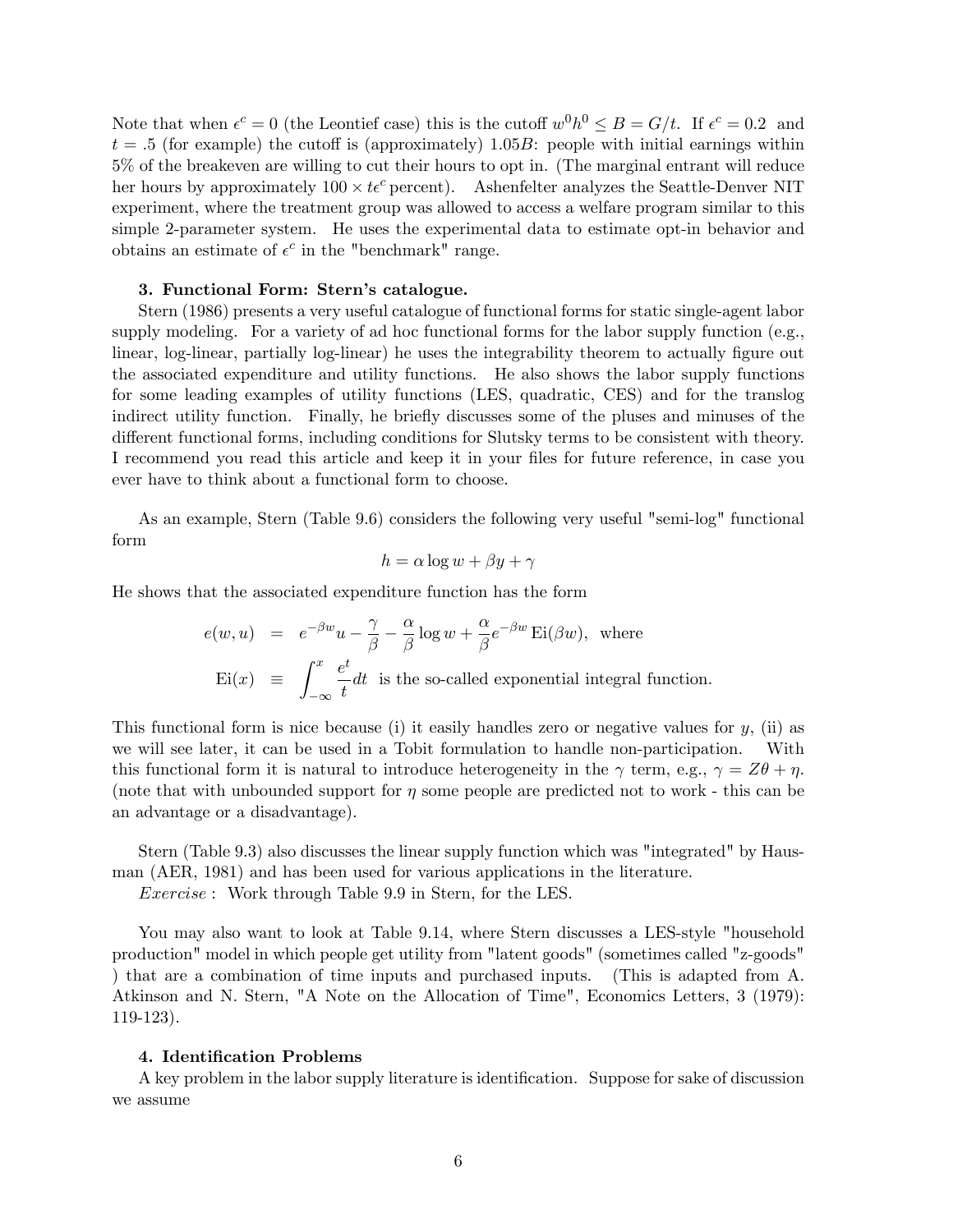Note that when $\epsilon^c = 0$ (the Leontief case) this is the cutoff $w^0 h^0 \leq B = G/t$. If $\epsilon^c = 0.2$ and $t = .5$ (for example) the cutoff is (approximately) $1.05B$: people with initial earnings within 5% of the breakeven are willing to cut their hours to opt in. (The marginal entrant will reduce her hours by approximately $100 \times t\epsilon^c$ percent). Ashenfelter analyzes the Seattle-Denver NIT experiment, where the treatment group was allowed to access a welfare program similar to this simple 2-parameter system. He uses the experimental data to estimate opt-in behavior and obtains an estimate of $\epsilon^c$ in the "benchmark" range.

### 3. Functional Form: Stern's catalogue.

Stern (1986) presents a very useful catalogue of functional forms for static single-agent labor supply modeling. For a variety of ad hoc functional forms for the labor supply function (e.g., linear, log-linear, partially log-linear) he uses the integrability theorem to actually figure out the associated expenditure and utility functions. He also shows the labor supply functions for some leading examples of utility functions (LES, quadratic, CES) and for the translog indirect utility function. Finally, he briefly discusses some of the pluses and minuses of the different functional forms, including conditions for Slutsky terms to be consistent with theory. I recommend you read this article and keep it in your files for future reference, in case you ever have to think about a functional form to choose.

As an example, Stern (Table 9.6) considers the following very useful "semi-log" functional form

$$h = \alpha \log w + \beta y + \gamma$$

He shows that the associated expenditure function has the form

$$\begin{aligned} e(w,u) &= e^{-\beta w} u - \frac{\gamma}{\beta} - \frac{\alpha}{\beta} \log w + \frac{\alpha}{\beta} e^{-\beta w} \, \mathrm{Ei}(\beta w), \text{ where} \\ \mathrm{Ei}(x) &\equiv \int_{-\infty}^{x} \frac{e^t}{t} dt \text{ is the so-called exponential integral function.} \end{aligned}$$

This functional form is nice because (i) it easily handles zero or negative values for $y$, (ii) as we will see later, it can be used in a Tobit formulation to handle non-participation. With this functional form it is natural to introduce heterogeneity in the $\gamma$ term, e.g., $\gamma = Z\theta + \eta$. (note that with unbounded support for $\eta$ some people are predicted not to work - this can be an advantage or a disadvantage).

Stern (Table 9.3) also discusses the linear supply function which was "integrated" by Hausman (AER, 1981) and has been used for various applications in the literature.

*Exercise* : Work through Table 9.9 in Stern, for the LES.

You may also want to look at Table 9.14, where Stern discusses a LES-style "household production" model in which people get utility from "latent goods" (sometimes called "z-goods" ) that are a combination of time inputs and purchased inputs. (This is adapted from A. Atkinson and N. Stern, "A Note on the Allocation of Time", Economics Letters, 3 (1979): 119-123).

### 4. Identification Problems

A key problem in the labor supply literature is identification. Suppose for sake of discussion we assume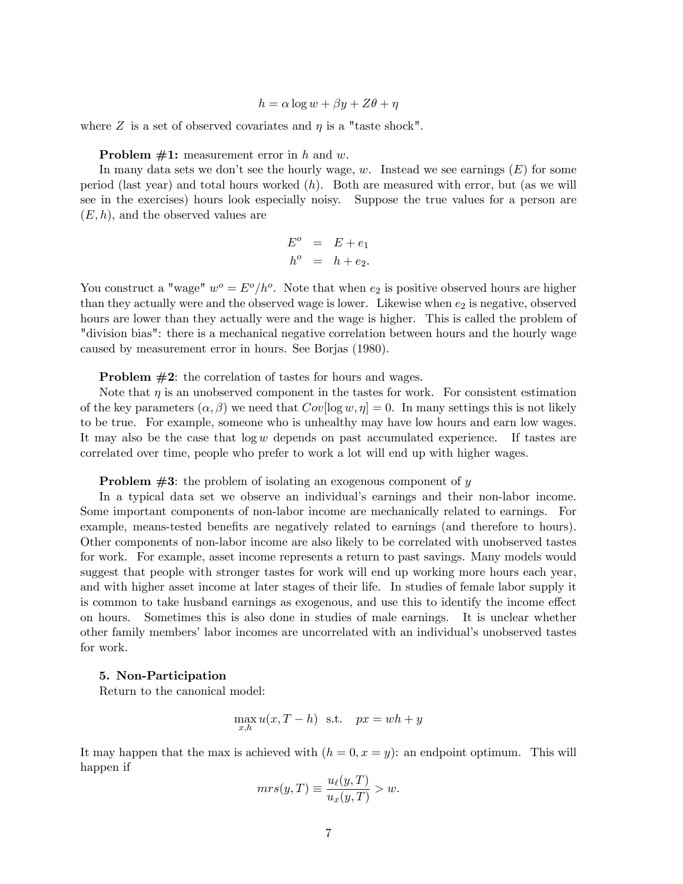$$h = \alpha \log w + \beta y + Z\theta + \eta$$

where $Z$ is a set of observed covariates and $\eta$ is a "taste shock".

**Problem #1:** measurement error in $h$ and $w$.

In many data sets we don't see the hourly wage, $w$. Instead we see earnings ($E$) for some period (last year) and total hours worked ($h$). Both are measured with error, but (as we will see in the exercises) hours look especially noisy. Suppose the true values for a person are $(E, h)$, and the observed values are

$$\begin{aligned} E^o &= E + e_1 \\ h^o &= h + e_2. \end{aligned}$$

You construct a "wage" $w^o = E^o/h^o$. Note that when $e_2$ is positive observed hours are higher than they actually were and the observed wage is lower. Likewise when $e_2$ is negative, observed hours are lower than they actually were and the wage is higher. This is called the problem of "division bias": there is a mechanical negative correlation between hours and the hourly wage caused by measurement error in hours. See Borjas (1980).

**Problem #2**: the correlation of tastes for hours and wages.

Note that $\eta$ is an unobserved component in the tastes for work. For consistent estimation of the key parameters $(\alpha, \beta)$ we need that $Cov[\log w, \eta] = 0$. In many settings this is not likely to be true. For example, someone who is unhealthy may have low hours and earn low wages. It may also be the case that $\log w$ depends on past accumulated experience. If tastes are correlated over time, people who prefer to work a lot will end up with higher wages.

**Problem #3**: the problem of isolating an exogenous component of $y$

In a typical data set we observe an individual's earnings and their non-labor income. Some important components of non-labor income are mechanically related to earnings. For example, means-tested benefits are negatively related to earnings (and therefore to hours). Other components of non-labor income are also likely to be correlated with unobserved tastes for work. For example, asset income represents a return to past savings. Many models would suggest that people with stronger tastes for work will end up working more hours each year, and with higher asset income at later stages of their life. In studies of female labor supply it is common to take husband earnings as exogenous, and use this to identify the income effect on hours. Sometimes this is also done in studies of male earnings. It is unclear whether other family members' labor incomes are uncorrelated with an individual's unobserved tastes for work.

**5. Non-Participation**

Return to the canonical model:

$$\max_{x,h} u(x, T - h) \text{ s.t. } px = wh + y$$

It may happen that the max is achieved with $(h = 0, x = y)$: an endpoint optimum. This will happen if

$$mrs(y, T) \equiv \frac{u_\ell(y, T)}{u_x(y, T)} > w.$$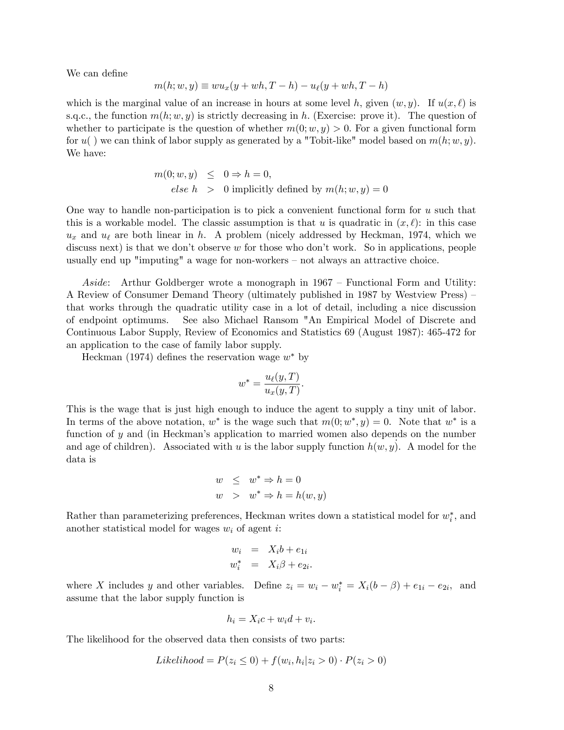We can define

$$m(h; w, y) \equiv w u_x(y + wh, T - h) - u_\ell(y + wh, T - h)$$

which is the marginal value of an increase in hours at some level $h$, given $(w, y)$. If $u(x, \ell)$ is s.q.c., the function $m(h; w, y)$ is strictly decreasing in $h$. (Exercise: prove it). The question of whether to participate is the question of whether $m(0; w, y) > 0$. For a given functional form for $u(\,)$ we can think of labor supply as generated by a "Tobit-like" model based on $m(h; w, y)$. We have:

$$\begin{aligned} m(0; w, y) &\leq 0 \Rightarrow h = 0, \\ \textit{else } h &> 0 \text{ implicitly defined by } m(h; w, y) = 0 \end{aligned}$$

One way to handle non-participation is to pick a convenient functional form for $u$ such that this is a workable model. The classic assumption is that $u$ is quadratic in $(x, \ell)$: in this case $u_x$ and $u_\ell$ are both linear in $h$. A problem (nicely addressed by Heckman, 1974, which we discuss next) is that we don't observe $w$ for those who don't work. So in applications, people usually end up "imputing" a wage for non-workers – not always an attractive choice.

*Aside*: Arthur Goldberger wrote a monograph in 1967 – Functional Form and Utility: A Review of Consumer Demand Theory (ultimately published in 1987 by Westview Press) – that works through the quadratic utility case in a lot of detail, including a nice discussion of endpoint optimums. See also Michael Ransom "An Empirical Model of Discrete and Continuous Labor Supply, Review of Economics and Statistics 69 (August 1987): 465-472 for an application to the case of family labor supply.

Heckman (1974) defines the reservation wage $w^*$ by

$$w^* = \frac{u_\ell(y, T)}{u_x(y, T)}.$$

This is the wage that is just high enough to induce the agent to supply a tiny unit of labor. In terms of the above notation, $w^*$ is the wage such that $m(0; w^*, y) = 0$. Note that $w^*$ is a function of $y$ and (in Heckman's application to married women also depends on the number and age of children). Associated with $u$ is the labor supply function $h(w, y)$. A model for the data is

$$\begin{aligned} w &\leq w^* \Rightarrow h = 0 \\ w &> w^* \Rightarrow h = h(w, y) \end{aligned}$$

Rather than parameterizing preferences, Heckman writes down a statistical model for $w_i^*$, and another statistical model for wages $w_i$ of agent $i$:

$$\begin{aligned} w_i &= X_i b + e_{1i} \\ w_i^* &= X_i \beta + e_{2i}. \end{aligned}$$

where $X$ includes $y$ and other variables. Define $z_i = w_i - w_i^* = X_i(b - \beta) + e_{1i} - e_{2i}$, and assume that the labor supply function is

$$h_i = X_i c + w_i d + v_i.$$

The likelihood for the observed data then consists of two parts:

$$\textit{Likelihood} = P(z_i \leq 0) + f(w_i, h_i | z_i > 0) \cdot P(z_i > 0)$$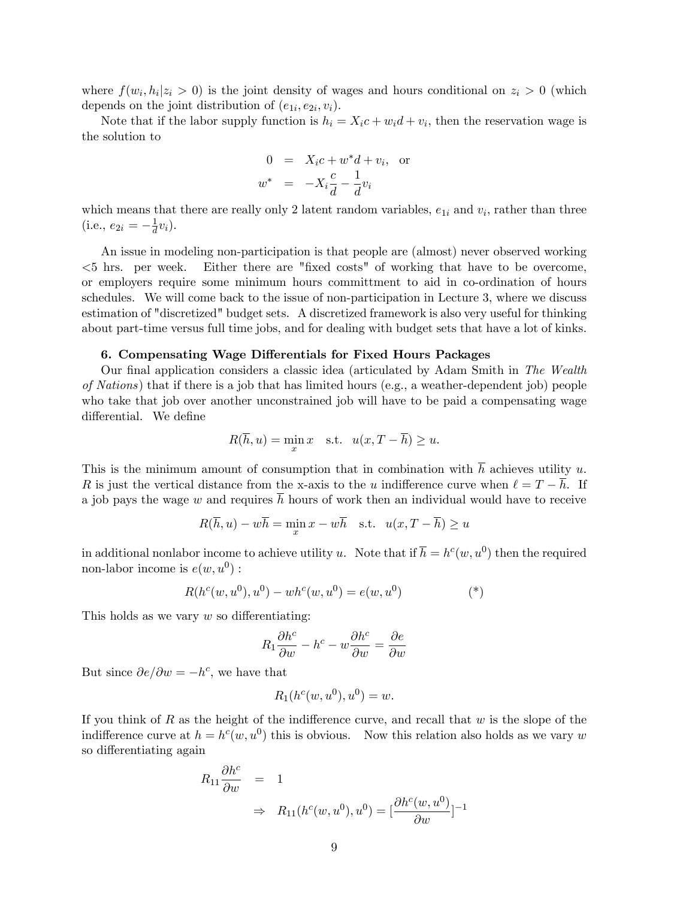where $f(w_i, h_i | z_i > 0)$ is the joint density of wages and hours conditional on $z_i > 0$ (which depends on the joint distribution of $(e_{1i}, e_{2i}, v_i)$.

Note that if the labor supply function is $h_i = X_i c + w_i d + v_i$, then the reservation wage is the solution to

$$
\begin{aligned}
0 &= X_i c + w^* d + v_i, \quad \text{or} \\
w^* &= -X_i \frac{c}{d} - \frac{1}{d} v_i
\end{aligned}
$$

which means that there are really only 2 latent random variables, $e_{1i}$ and $v_i$, rather than three (i.e., $e_{2i} = -\frac{1}{d} v_i$).

An issue in modeling non-participation is that people are (almost) never observed working <5 hrs. per week. Either there are "fixed costs" of working that have to be overcome, or employers require some minimum hours committment to aid in co-ordination of hours schedules. We will come back to the issue of non-participation in Lecture 3, where we discuss estimation of "discretized" budget sets. A discretized framework is also very useful for thinking about part-time versus full time jobs, and for dealing with budget sets that have a lot of kinks.

**6. Compensating Wage Differentials for Fixed Hours Packages**

Our final application considers a classic idea (articulated by Adam Smith in *The Wealth of Nations*) that if there is a job that has limited hours (e.g., a weather-dependent job) people who take that job over another unconstrained job will have to be paid a compensating wage differential. We define

$$
R(\overline{h}, u) = \min_x x \quad \text{s.t.} \quad u(x, T - \overline{h}) \geq u.
$$

This is the minimum amount of consumption that in combination with $\overline{h}$ achieves utility $u$. $R$ is just the vertical distance from the x-axis to the $u$ indifference curve when $\ell = T - \overline{h}$. If a job pays the wage $w$ and requires $\overline{h}$ hours of work then an individual would have to receive

$$
R(\overline{h}, u) - w\overline{h} = \min_x x - w\overline{h} \quad \text{s.t.} \quad u(x, T - \overline{h}) \geq u
$$

in additional nonlabor income to achieve utility $u$. Note that if $\overline{h} = h^c(w, u^0)$ then the required non-labor income is $e(w, u^0)$ :

$$
R(h^c(w, u^0), u^0) - wh^c(w, u^0) = e(w, u^0) \qquad (*)
$$

This holds as we vary $w$ so differentiating:

$$
R_1 \frac{\partial h^c}{\partial w} - h^c - w \frac{\partial h^c}{\partial w} = \frac{\partial e}{\partial w}
$$

But since $\partial e / \partial w = -h^c$, we have that

$$
R_1(h^c(w, u^0), u^0) = w.
$$

If you think of $R$ as the height of the indifference curve, and recall that $w$ is the slope of the indifference curve at $h = h^c(w, u^0)$ this is obvious. Now this relation also holds as we vary $w$ so differentiating again

$$
\begin{aligned}
R_{11} \frac{\partial h^c}{\partial w} &= 1 \\
&\Rightarrow \quad R_{11}(h^c(w, u^0), u^0) = [\frac{\partial h^c(w, u^0)}{\partial w}]^{-1}
\end{aligned}
$$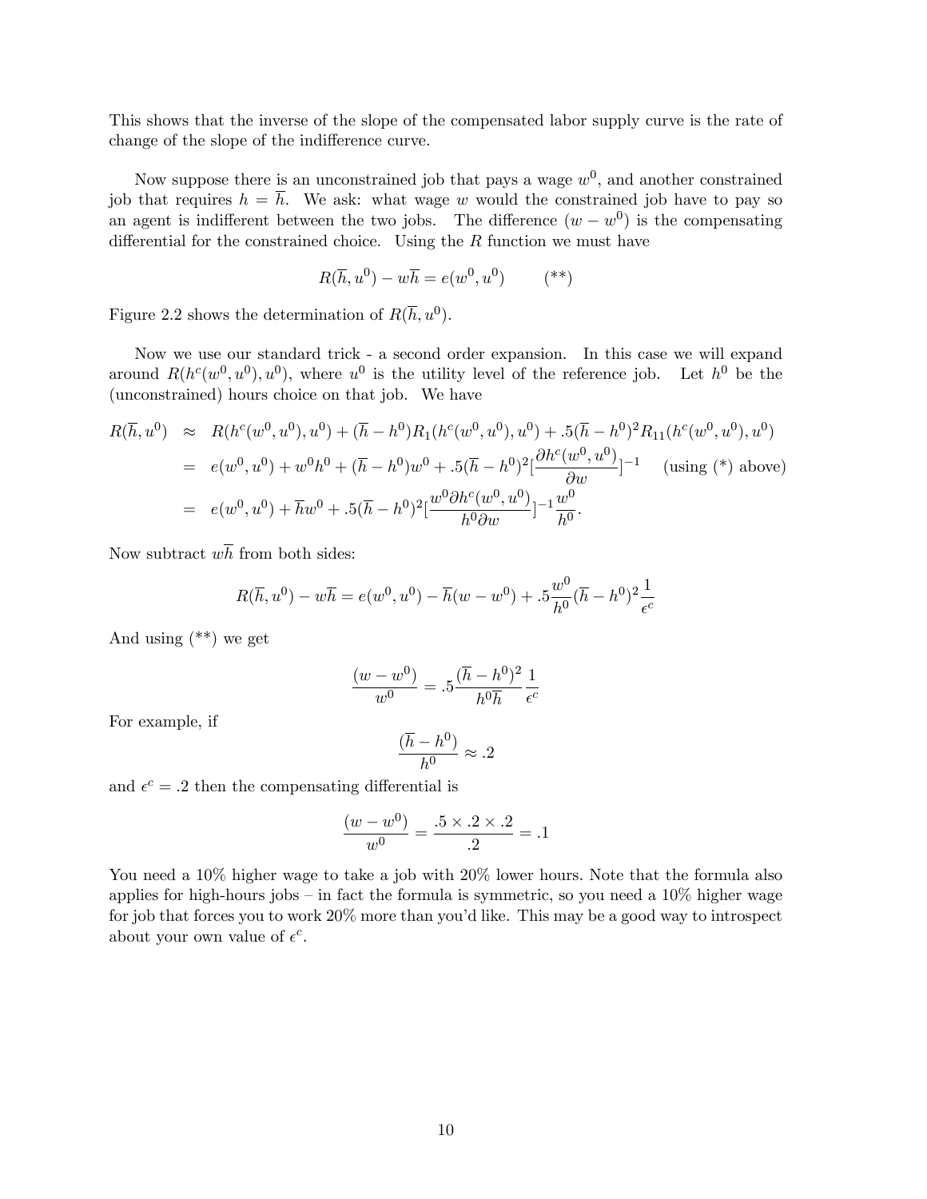This shows that the inverse of the slope of the compensated labor supply curve is the rate of change of the slope of the indifference curve.

Now suppose there is an unconstrained job that pays a wage $w^0$, and another constrained job that requires $h = \overline{h}$. We ask: what wage $w$ would the constrained job have to pay so an agent is indifferent between the two jobs. The difference $(w - w^0)$ is the compensating differential for the constrained choice. Using the $R$ function we must have

$$R(\overline{h}, u^0) - w\overline{h} = e(w^0, u^0) \qquad (**)$$

Figure 2.2 shows the determination of $R(\overline{h}, u^0)$.

Now we use our standard trick - a second order expansion. In this case we will expand around $R(h^c(w^0, u^0), u^0)$, where $u^0$ is the utility level of the reference job. Let $h^0$ be the (unconstrained) hours choice on that job. We have

$$\begin{aligned}
R(\overline{h}, u^0) &\approx R(h^c(w^0, u^0), u^0) + (\overline{h} - h^0)R_1(h^c(w^0, u^0), u^0) + .5(\overline{h} - h^0)^2 R_{11}(h^c(w^0, u^0), u^0) \\
&= e(w^0, u^0) + w^0 h^0 + (\overline{h} - h^0)w^0 + .5(\overline{h} - h^0)^2 [\frac{\partial h^c(w^0, u^0)}{\partial w}]^{-1} \quad \text{(using (*) above)} \\
&= e(w^0, u^0) + \overline{h}w^0 + .5(\overline{h} - h^0)^2 [\frac{w^0 \partial h^c(w^0, u^0)}{h^0 \partial w}]^{-1} \frac{w^0}{h^0}.
\end{aligned}$$

Now subtract $w\overline{h}$ from both sides:

$$R(\overline{h}, u^0) - w\overline{h} = e(w^0, u^0) - \overline{h}(w - w^0) + .5\frac{w^0}{h^0}(\overline{h} - h^0)^2 \frac{1}{\epsilon^c}$$

And using (**) we get

$$\frac{(w - w^0)}{w^0} = .5\frac{(\overline{h} - h^0)^2}{h^0 \overline{h}} \frac{1}{\epsilon^c}$$

For example, if

$$\frac{(\overline{h} - h^0)}{h^0} \approx .2$$

and $\epsilon^c = .2$ then the compensating differential is

$$\frac{(w - w^0)}{w^0} = \frac{.5 \times .2 \times .2}{.2} = .1$$

You need a 10% higher wage to take a job with 20% lower hours. Note that the formula also applies for high-hours jobs – in fact the formula is symmetric, so you need a 10% higher wage for job that forces you to work 20% more than you'd like. This may be a good way to introspect about your own value of $\epsilon^c$.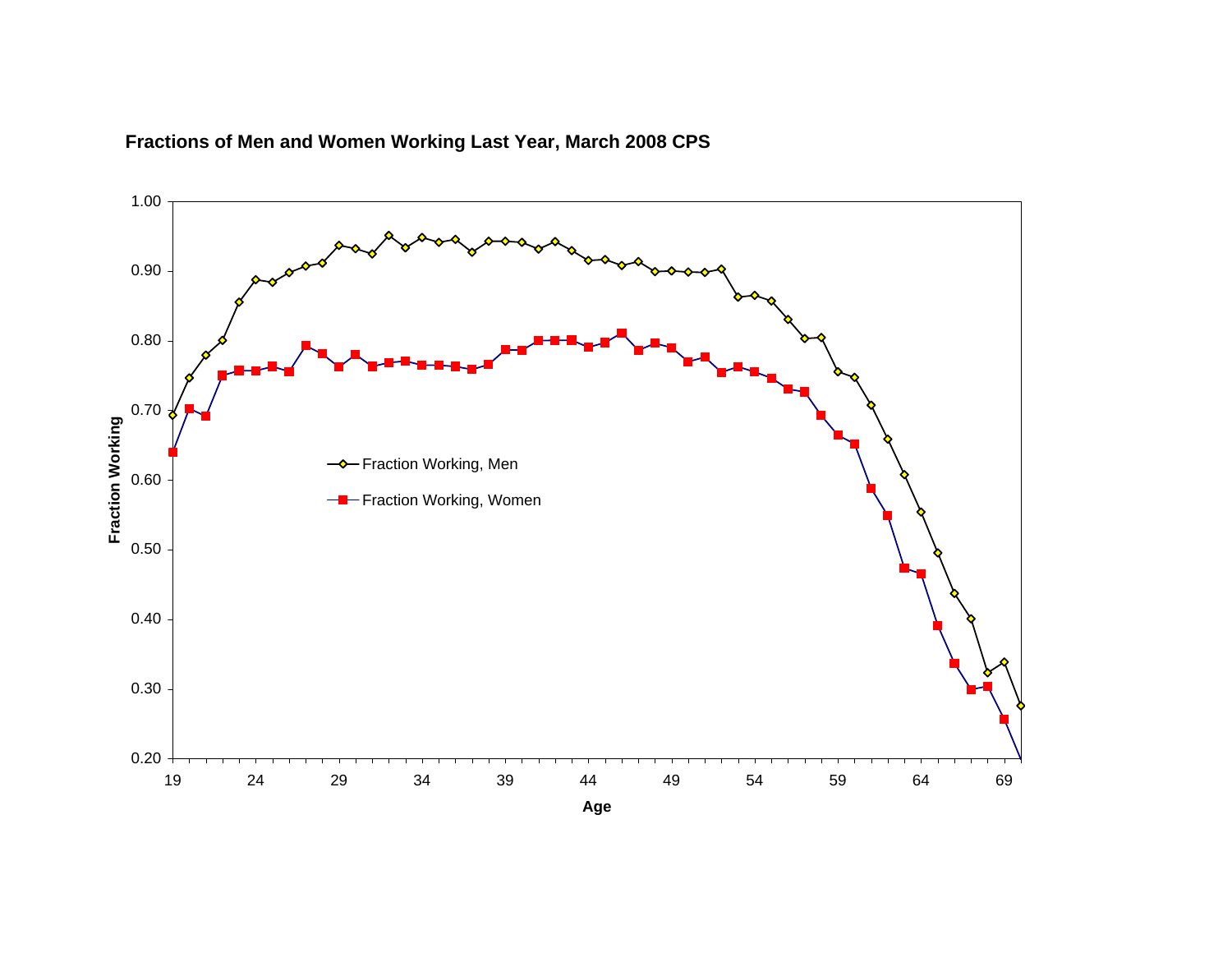**Fractions of Men and Women Working Last Year, March 2008 CPS**

Fraction Working

1.00
0.90
0.80
0.70
0.60
0.50
0.40
0.30
0.20

19 24 29 34 39 44 49 54 59 64 69

Age

Fraction Working, Men

Fraction Working, Women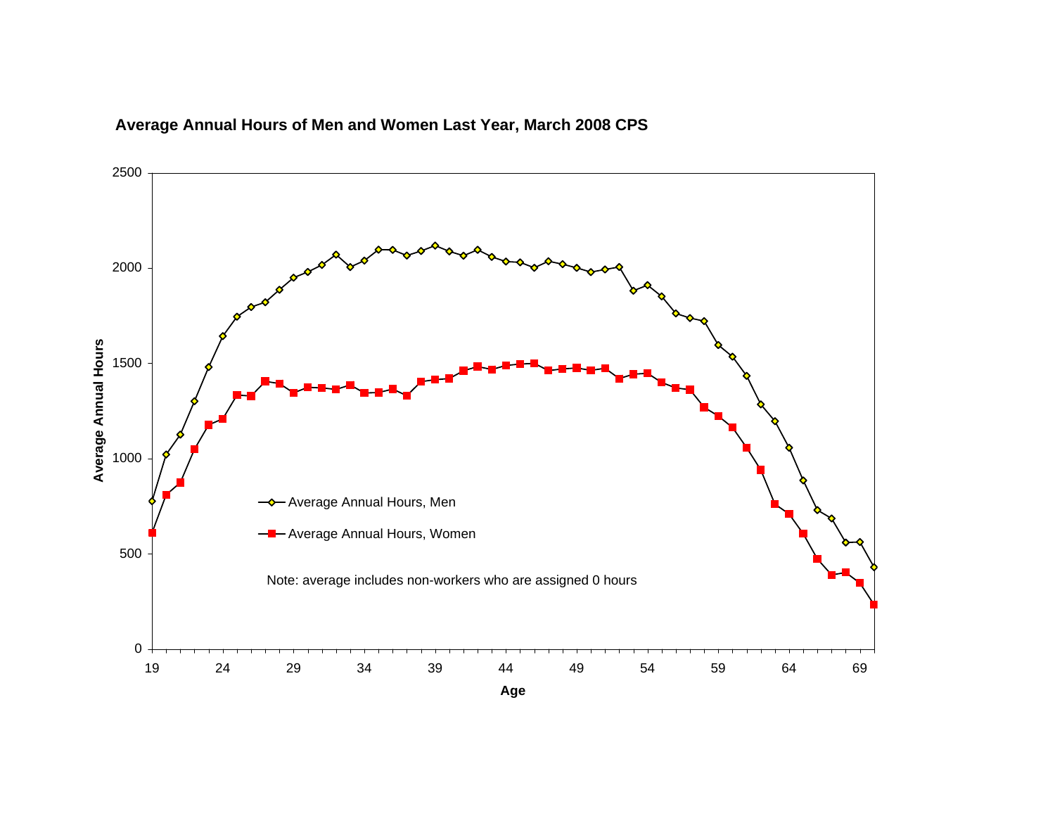**Average Annual Hours of Men and Women Last Year, March 2008 CPS**

Average Annual Hours

Age

Average Annual Hours, Men

Average Annual Hours, Women

Note: average includes non-workers who are assigned 0 hours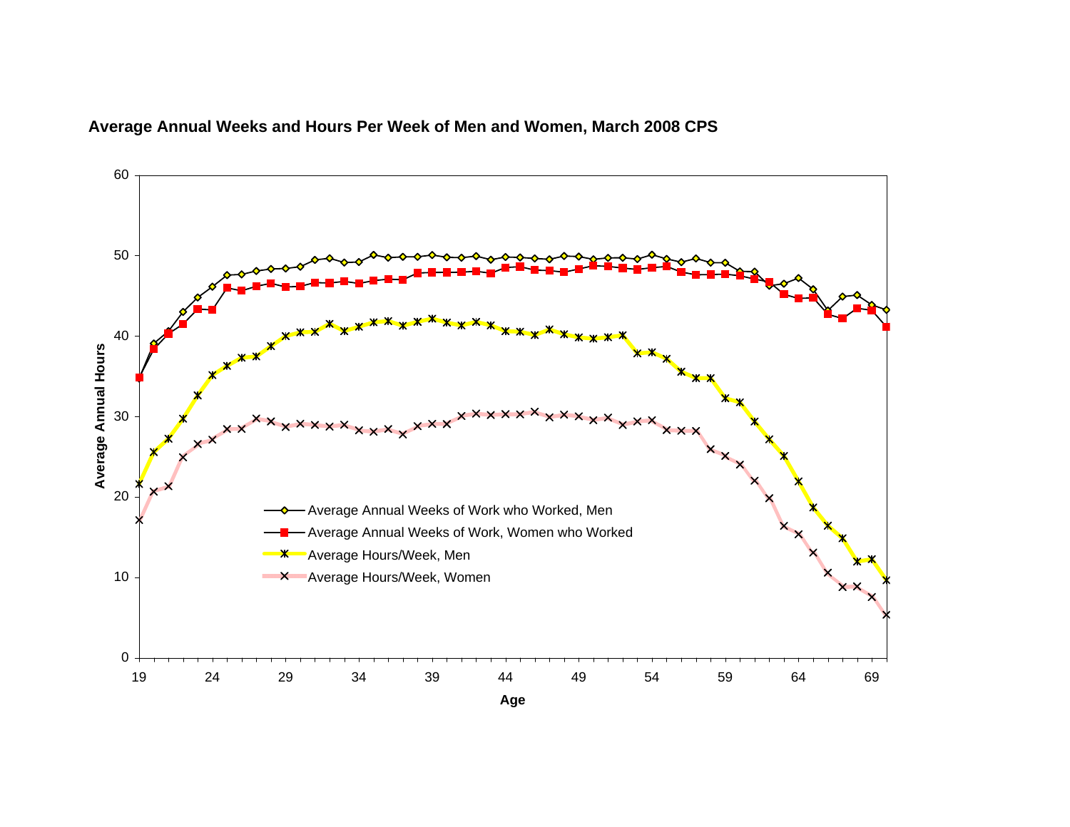**Average Annual Weeks and Hours Per Week of Men and Women, March 2008 CPS**

Average Annual Hours

Age

- Average Annual Weeks of Work who Worked, Men
- Average Annual Weeks of Work, Women who Worked
- Average Hours/Week, Men
- Average Hours/Week, Women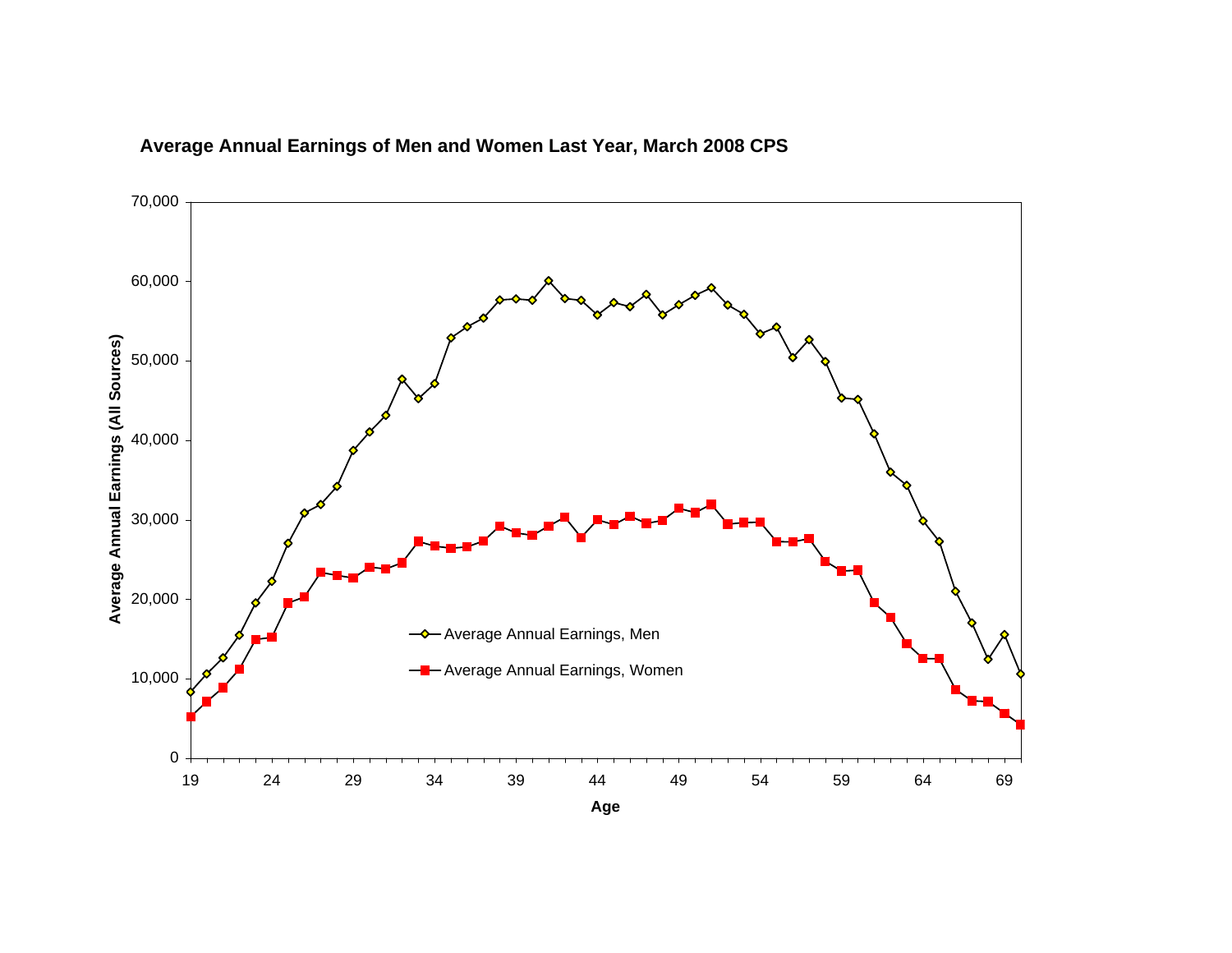**Average Annual Earnings of Men and Women Last Year, March 2008 CPS**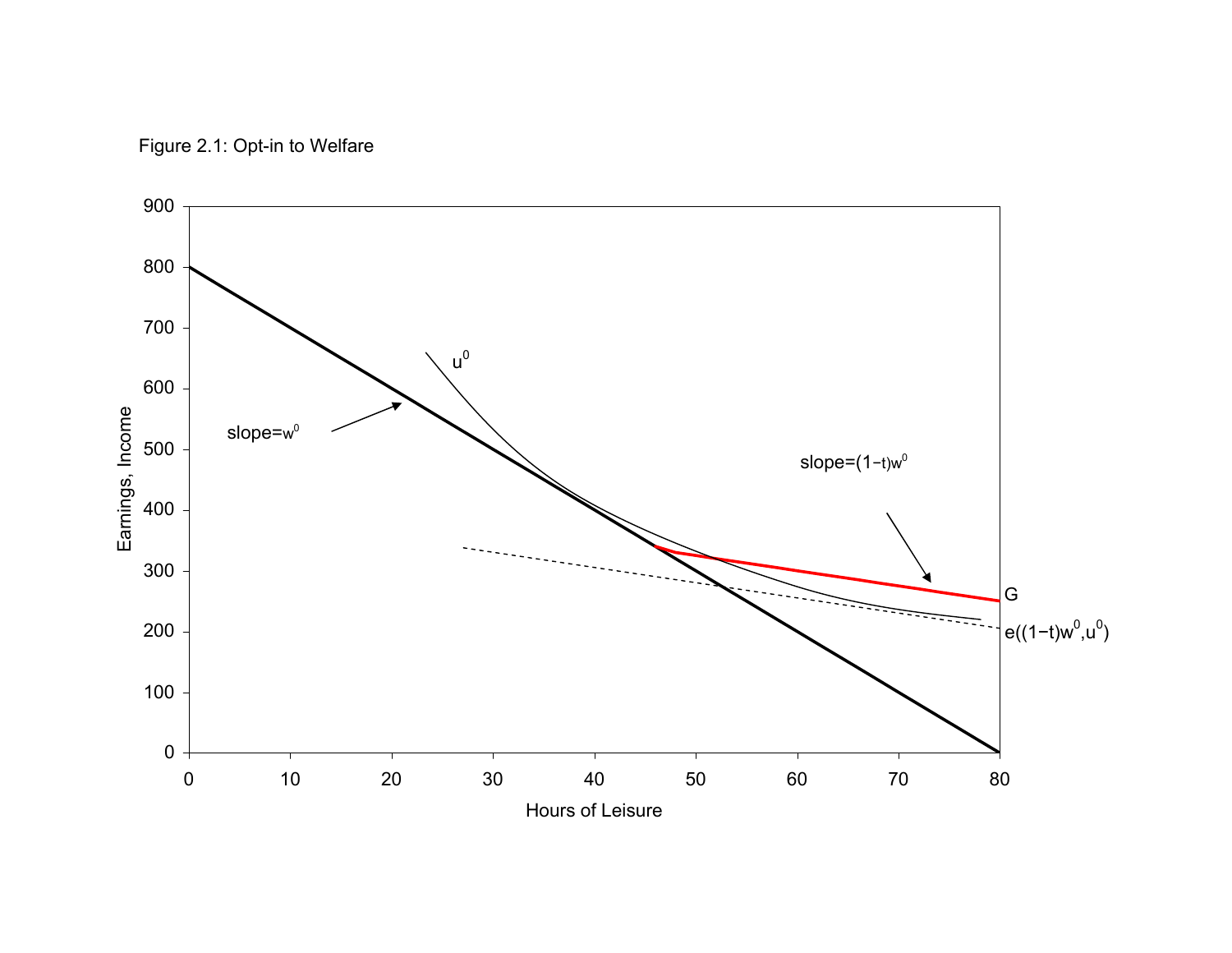Figure 2.1: Opt-in to Welfare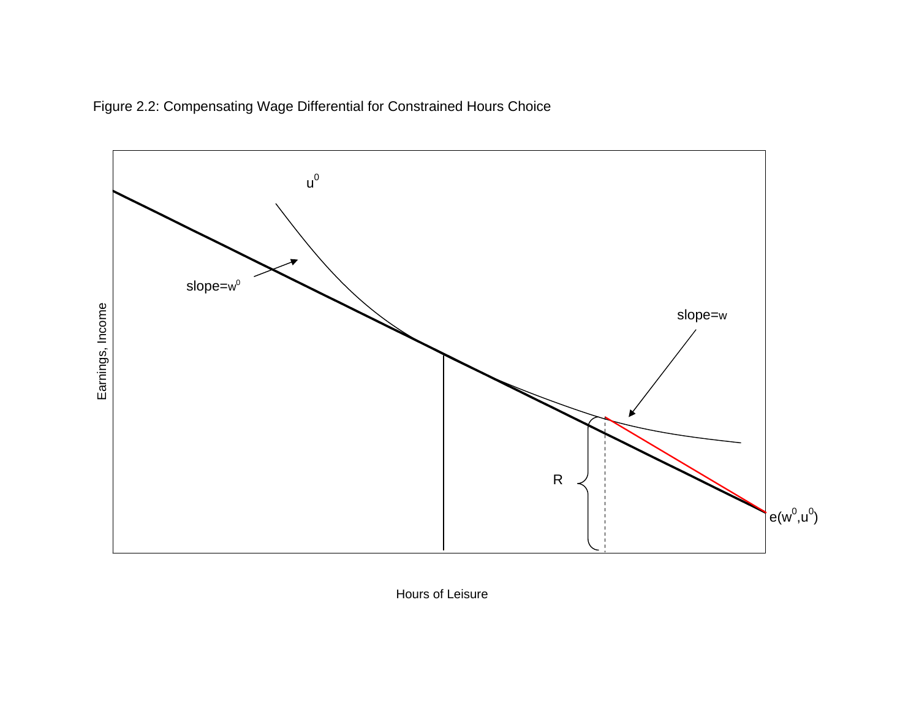Figure 2.2: Compensating Wage Differential for Constrained Hours Choice

$u^0$

slope=$w^0$

slope=$w$

R

$e(w^0,u^0)$

Earnings, Income

Hours of Leisure